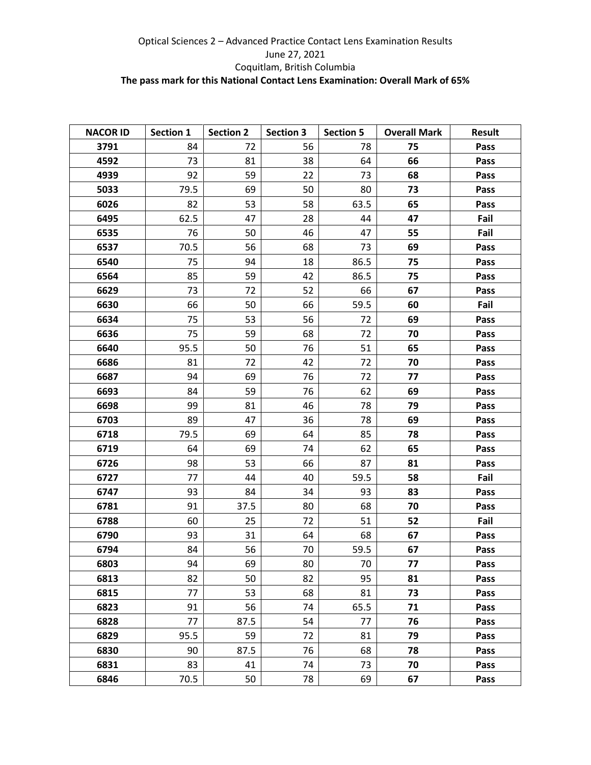Optical Sciences 2 – Advanced Practice Contact Lens Examination Results

June 27, 2021

Coquitlam, British Columbia

**The pass mark for this National Contact Lens Examination: Overall Mark of 65%**

| NACOR ID | Section 1 | Section 2 | Section 3 | Section 5 | Overall Mark | Result |
|---|---|---|---|---|---|---|
| **3791** | 84 | 72 | 56 | 78 | **75** | **Pass** |
| **4592** | 73 | 81 | 38 | 64 | **66** | **Pass** |
| **4939** | 92 | 59 | 22 | 73 | **68** | **Pass** |
| **5033** | 79.5 | 69 | 50 | 80 | **73** | **Pass** |
| **6026** | 82 | 53 | 58 | 63.5 | **65** | **Pass** |
| **6495** | 62.5 | 47 | 28 | 44 | **47** | **Fail** |
| **6535** | 76 | 50 | 46 | 47 | **55** | **Fail** |
| **6537** | 70.5 | 56 | 68 | 73 | **69** | **Pass** |
| **6540** | 75 | 94 | 18 | 86.5 | **75** | **Pass** |
| **6564** | 85 | 59 | 42 | 86.5 | **75** | **Pass** |
| **6629** | 73 | 72 | 52 | 66 | **67** | **Pass** |
| **6630** | 66 | 50 | 66 | 59.5 | **60** | **Fail** |
| **6634** | 75 | 53 | 56 | 72 | **69** | **Pass** |
| **6636** | 75 | 59 | 68 | 72 | **70** | **Pass** |
| **6640** | 95.5 | 50 | 76 | 51 | **65** | **Pass** |
| **6686** | 81 | 72 | 42 | 72 | **70** | **Pass** |
| **6687** | 94 | 69 | 76 | 72 | **77** | **Pass** |
| **6693** | 84 | 59 | 76 | 62 | **69** | **Pass** |
| **6698** | 99 | 81 | 46 | 78 | **79** | **Pass** |
| **6703** | 89 | 47 | 36 | 78 | **69** | **Pass** |
| **6718** | 79.5 | 69 | 64 | 85 | **78** | **Pass** |
| **6719** | 64 | 69 | 74 | 62 | **65** | **Pass** |
| **6726** | 98 | 53 | 66 | 87 | **81** | **Pass** |
| **6727** | 77 | 44 | 40 | 59.5 | **58** | **Fail** |
| **6747** | 93 | 84 | 34 | 93 | **83** | **Pass** |
| **6781** | 91 | 37.5 | 80 | 68 | **70** | **Pass** |
| **6788** | 60 | 25 | 72 | 51 | **52** | **Fail** |
| **6790** | 93 | 31 | 64 | 68 | **67** | **Pass** |
| **6794** | 84 | 56 | 70 | 59.5 | **67** | **Pass** |
| **6803** | 94 | 69 | 80 | 70 | **77** | **Pass** |
| **6813** | 82 | 50 | 82 | 95 | **81** | **Pass** |
| **6815** | 77 | 53 | 68 | 81 | **73** | **Pass** |
| **6823** | 91 | 56 | 74 | 65.5 | **71** | **Pass** |
| **6828** | 77 | 87.5 | 54 | 77 | **76** | **Pass** |
| **6829** | 95.5 | 59 | 72 | 81 | **79** | **Pass** |
| **6830** | 90 | 87.5 | 76 | 68 | **78** | **Pass** |
| **6831** | 83 | 41 | 74 | 73 | **70** | **Pass** |
| **6846** | 70.5 | 50 | 78 | 69 | **67** | **Pass** |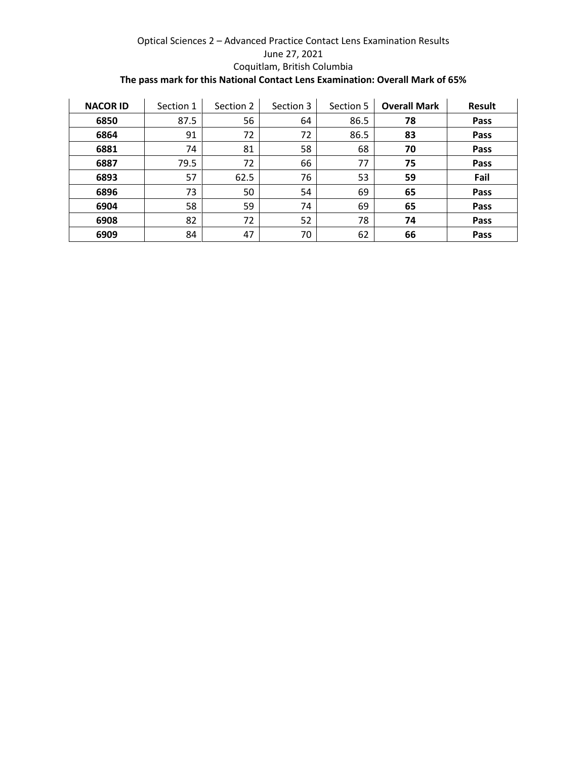Optical Sciences 2 – Advanced Practice Contact Lens Examination Results

June 27, 2021

Coquitlam, British Columbia

**The pass mark for this National Contact Lens Examination: Overall Mark of 65%**

| NACOR ID | Section 1 | Section 2 | Section 3 | Section 5 | Overall Mark | Result |
|---|---|---|---|---|---|---|
| **6850** | 87.5 | 56 | 64 | 86.5 | **78** | **Pass** |
| **6864** | 91 | 72 | 72 | 86.5 | **83** | **Pass** |
| **6881** | 74 | 81 | 58 | 68 | **70** | **Pass** |
| **6887** | 79.5 | 72 | 66 | 77 | **75** | **Pass** |
| **6893** | 57 | 62.5 | 76 | 53 | **59** | **Fail** |
| **6896** | 73 | 50 | 54 | 69 | **65** | **Pass** |
| **6904** | 58 | 59 | 74 | 69 | **65** | **Pass** |
| **6908** | 82 | 72 | 52 | 78 | **74** | **Pass** |
| **6909** | 84 | 47 | 70 | 62 | **66** | **Pass** |